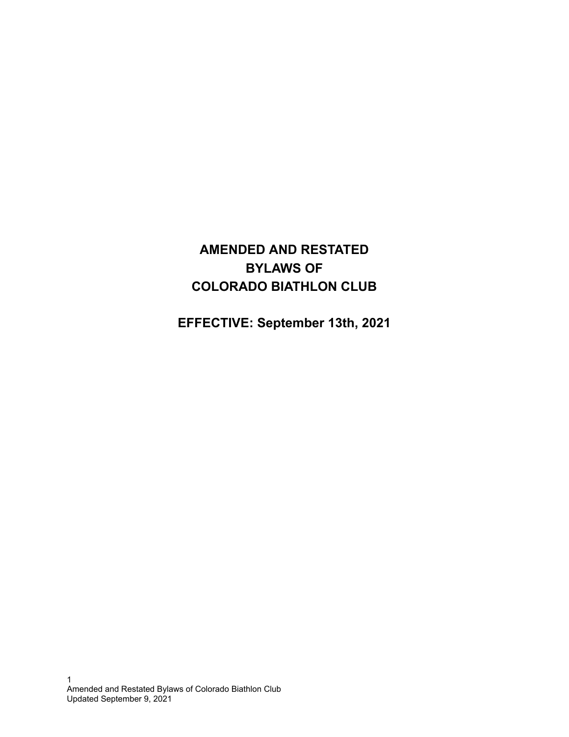# AMENDED AND RESTATED BYLAWS OF COLORADO BIATHLON CLUB

## EFFECTIVE: September 13th, 2021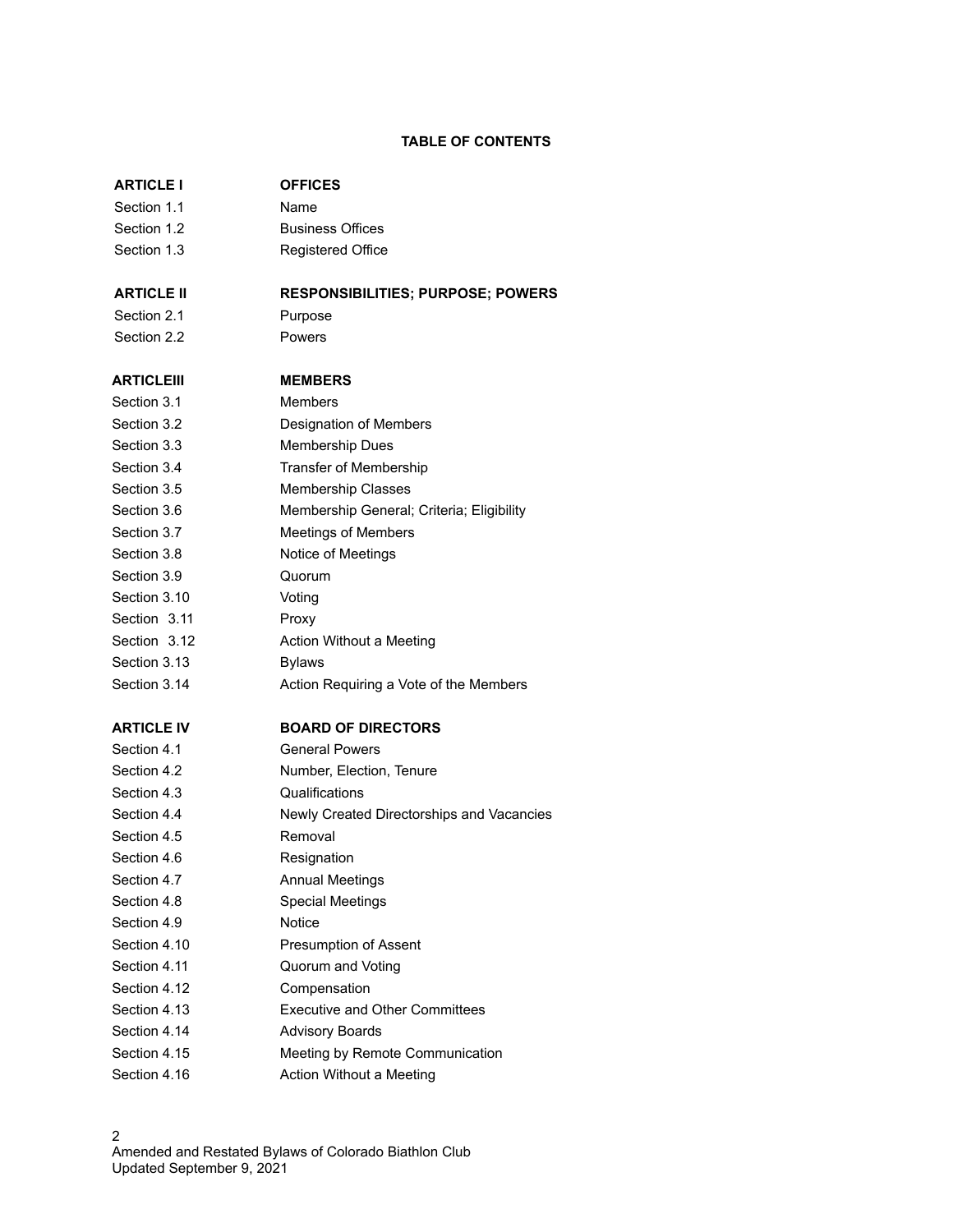**TABLE OF CONTENTS**

| | |
|---|---|
| **ARTICLE I** | **OFFICES** |
| Section 1.1 | Name |
| Section 1.2 | Business Offices |
| Section 1.3 | Registered Office |
| **ARTICLE II** | **RESPONSIBILITIES; PURPOSE; POWERS** |
| Section 2.1 | Purpose |
| Section 2.2 | Powers |
| **ARTICLEIII** | **MEMBERS** |
| Section 3.1 | Members |
| Section 3.2 | Designation of Members |
| Section 3.3 | Membership Dues |
| Section 3.4 | Transfer of Membership |
| Section 3.5 | Membership Classes |
| Section 3.6 | Membership General; Criteria; Eligibility |
| Section 3.7 | Meetings of Members |
| Section 3.8 | Notice of Meetings |
| Section 3.9 | Quorum |
| Section 3.10 | Voting |
| Section 3.11 | Proxy |
| Section 3.12 | Action Without a Meeting |
| Section 3.13 | Bylaws |
| Section 3.14 | Action Requiring a Vote of the Members |
| **ARTICLE IV** | **BOARD OF DIRECTORS** |
| Section 4.1 | General Powers |
| Section 4.2 | Number, Election, Tenure |
| Section 4.3 | Qualifications |
| Section 4.4 | Newly Created Directorships and Vacancies |
| Section 4.5 | Removal |
| Section 4.6 | Resignation |
| Section 4.7 | Annual Meetings |
| Section 4.8 | Special Meetings |
| Section 4.9 | Notice |
| Section 4.10 | Presumption of Assent |
| Section 4.11 | Quorum and Voting |
| Section 4.12 | Compensation |
| Section 4.13 | Executive and Other Committees |
| Section 4.14 | Advisory Boards |
| Section 4.15 | Meeting by Remote Communication |
| Section 4.16 | Action Without a Meeting |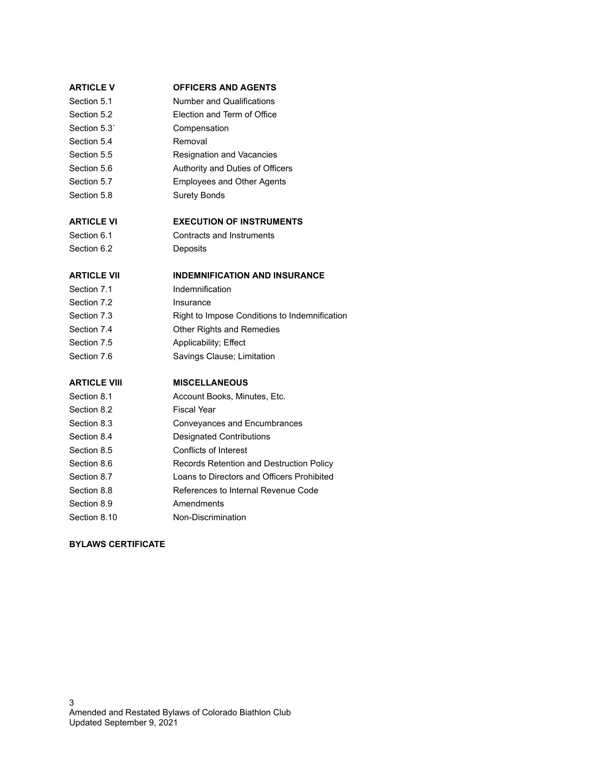| | |
|---|---|
| **ARTICLE V** | **OFFICERS AND AGENTS** |
| Section 5.1 | Number and Qualifications |
| Section 5.2 | Election and Term of Office |
| Section 5.3` | Compensation |
| Section 5.4 | Removal |
| Section 5.5 | Resignation and Vacancies |
| Section 5.6 | Authority and Duties of Officers |
| Section 5.7 | Employees and Other Agents |
| Section 5.8 | Surety Bonds |
| | |
| **ARTICLE VI** | **EXECUTION OF INSTRUMENTS** |
| Section 6.1 | Contracts and Instruments |
| Section 6.2 | Deposits |
| | |
| **ARTICLE VII** | **INDEMNIFICATION AND INSURANCE** |
| Section 7.1 | Indemnification |
| Section 7.2 | Insurance |
| Section 7.3 | Right to Impose Conditions to Indemnification |
| Section 7.4 | Other Rights and Remedies |
| Section 7.5 | Applicability; Effect |
| Section 7.6 | Savings Clause; Limitation |
| | |
| **ARTICLE VIII** | **MISCELLANEOUS** |
| Section 8.1 | Account Books, Minutes, Etc. |
| Section 8.2 | Fiscal Year |
| Section 8.3 | Conveyances and Encumbrances |
| Section 8.4 | Designated Contributions |
| Section 8.5 | Conflicts of Interest |
| Section 8.6 | Records Retention and Destruction Policy |
| Section 8.7 | Loans to Directors and Officers Prohibited |
| Section 8.8 | References to Internal Revenue Code |
| Section 8.9 | Amendments |
| Section 8.10 | Non-Discrimination |

**BYLAWS CERTIFICATE**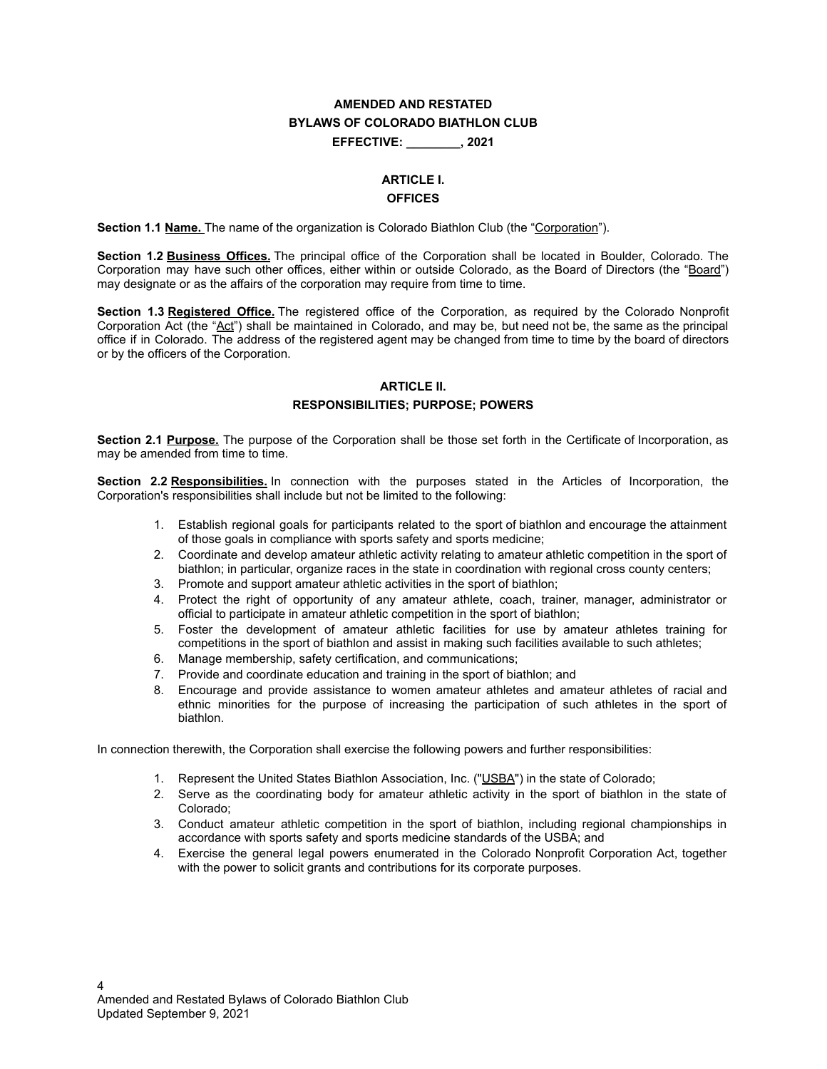**AMENDED AND RESTATED**
**BYLAWS OF COLORADO BIATHLON CLUB**
**EFFECTIVE: ________, 2021**

## ARTICLE I.
## OFFICES

**Section 1.1 Name.** The name of the organization is Colorado Biathlon Club (the "Corporation").

**Section 1.2 Business Offices.** The principal office of the Corporation shall be located in Boulder, Colorado. The Corporation may have such other offices, either within or outside Colorado, as the Board of Directors (the "Board") may designate or as the affairs of the corporation may require from time to time.

**Section 1.3 Registered Office.** The registered office of the Corporation, as required by the Colorado Nonprofit Corporation Act (the "Act") shall be maintained in Colorado, and may be, but need not be, the same as the principal office if in Colorado. The address of the registered agent may be changed from time to time by the board of directors or by the officers of the Corporation.

## ARTICLE II.
## RESPONSIBILITIES; PURPOSE; POWERS

**Section 2.1 Purpose.** The purpose of the Corporation shall be those set forth in the Certificate of Incorporation, as may be amended from time to time.

**Section 2.2 Responsibilities.** In connection with the purposes stated in the Articles of Incorporation, the Corporation's responsibilities shall include but not be limited to the following:

1. Establish regional goals for participants related to the sport of biathlon and encourage the attainment of those goals in compliance with sports safety and sports medicine;
2. Coordinate and develop amateur athletic activity relating to amateur athletic competition in the sport of biathlon; in particular, organize races in the state in coordination with regional cross county centers;
3. Promote and support amateur athletic activities in the sport of biathlon;
4. Protect the right of opportunity of any amateur athlete, coach, trainer, manager, administrator or official to participate in amateur athletic competition in the sport of biathlon;
5. Foster the development of amateur athletic facilities for use by amateur athletes training for competitions in the sport of biathlon and assist in making such facilities available to such athletes;
6. Manage membership, safety certification, and communications;
7. Provide and coordinate education and training in the sport of biathlon; and
8. Encourage and provide assistance to women amateur athletes and amateur athletes of racial and ethnic minorities for the purpose of increasing the participation of such athletes in the sport of biathlon.

In connection therewith, the Corporation shall exercise the following powers and further responsibilities:

1. Represent the United States Biathlon Association, Inc. ("USBA") in the state of Colorado;
2. Serve as the coordinating body for amateur athletic activity in the sport of biathlon in the state of Colorado;
3. Conduct amateur athletic competition in the sport of biathlon, including regional championships in accordance with sports safety and sports medicine standards of the USBA; and
4. Exercise the general legal powers enumerated in the Colorado Nonprofit Corporation Act, together with the power to solicit grants and contributions for its corporate purposes.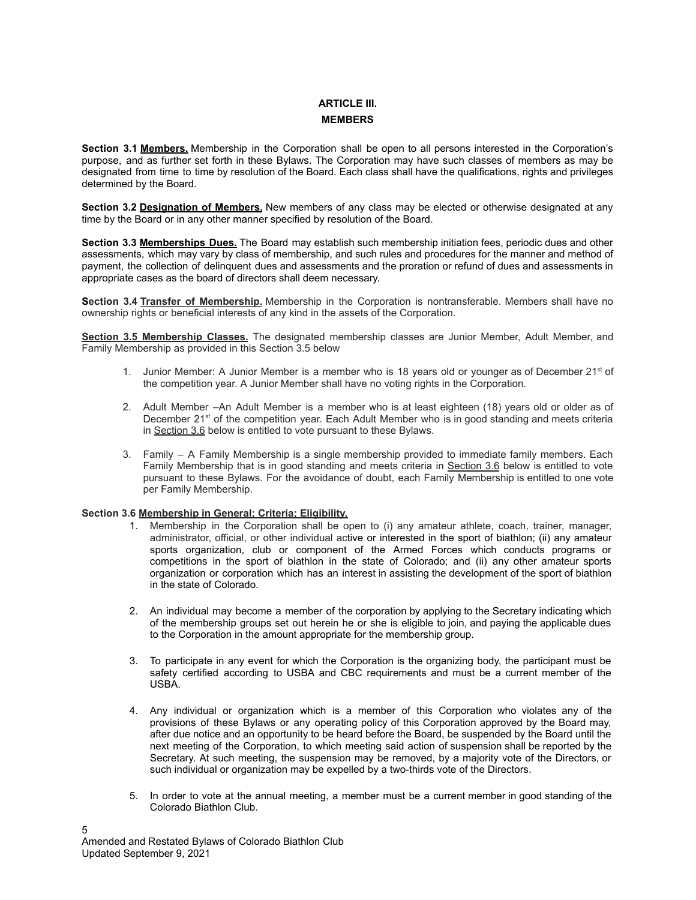# ARTICLE III.

# MEMBERS

**Section 3.1 <u>Members.</u>** Membership in the Corporation shall be open to all persons interested in the Corporation's purpose, and as further set forth in these Bylaws. The Corporation may have such classes of members as may be designated from time to time by resolution of the Board. Each class shall have the qualifications, rights and privileges determined by the Board.

**Section 3.2 <u>Designation of Members.</u>** New members of any class may be elected or otherwise designated at any time by the Board or in any other manner specified by resolution of the Board.

**Section 3.3 <u>Memberships Dues.</u>** The Board may establish such membership initiation fees, periodic dues and other assessments, which may vary by class of membership, and such rules and procedures for the manner and method of payment, the collection of delinquent dues and assessments and the proration or refund of dues and assessments in appropriate cases as the board of directors shall deem necessary.

**Section 3.4 <u>Transfer of Membership.</u>** Membership in the Corporation is nontransferable. Members shall have no ownership rights or beneficial interests of any kind in the assets of the Corporation.

**<u>Section 3.5 Membership Classes.</u>** The designated membership classes are Junior Member, Adult Member, and Family Membership as provided in this Section 3.5 below

1. Junior Member: A Junior Member is a member who is 18 years old or younger as of December 21st of the competition year. A Junior Member shall have no voting rights in the Corporation.
2. Adult Member –An Adult Member is a member who is at least eighteen (18) years old or older as of December 21st of the competition year. Each Adult Member who is in good standing and meets criteria in <u>Section 3.6</u> below is entitled to vote pursuant to these Bylaws.
3. Family – A Family Membership is a single membership provided to immediate family members. Each Family Membership that is in good standing and meets criteria in <u>Section 3.6</u> below is entitled to vote pursuant to these Bylaws. For the avoidance of doubt, each Family Membership is entitled to one vote per Family Membership.

**Section 3.6 <u>Membership in General; Criteria; Eligibility.</u>**

1. Membership in the Corporation shall be open to (i) any amateur athlete, coach, trainer, manager, administrator, official, or other individual active or interested in the sport of biathlon; (ii) any amateur sports organization, club or component of the Armed Forces which conducts programs or competitions in the sport of biathlon in the state of Colorado; and (ii) any other amateur sports organization or corporation which has an interest in assisting the development of the sport of biathlon in the state of Colorado.
2. An individual may become a member of the corporation by applying to the Secretary indicating which of the membership groups set out herein he or she is eligible to join, and paying the applicable dues to the Corporation in the amount appropriate for the membership group.
3. To participate in any event for which the Corporation is the organizing body, the participant must be safety certified according to USBA and CBC requirements and must be a current member of the USBA.
4. Any individual or organization which is a member of this Corporation who violates any of the provisions of these Bylaws or any operating policy of this Corporation approved by the Board may, after due notice and an opportunity to be heard before the Board, be suspended by the Board until the next meeting of the Corporation, to which meeting said action of suspension shall be reported by the Secretary. At such meeting, the suspension may be removed, by a majority vote of the Directors, or such individual or organization may be expelled by a two-thirds vote of the Directors.
5. In order to vote at the annual meeting, a member must be a current member in good standing of the Colorado Biathlon Club.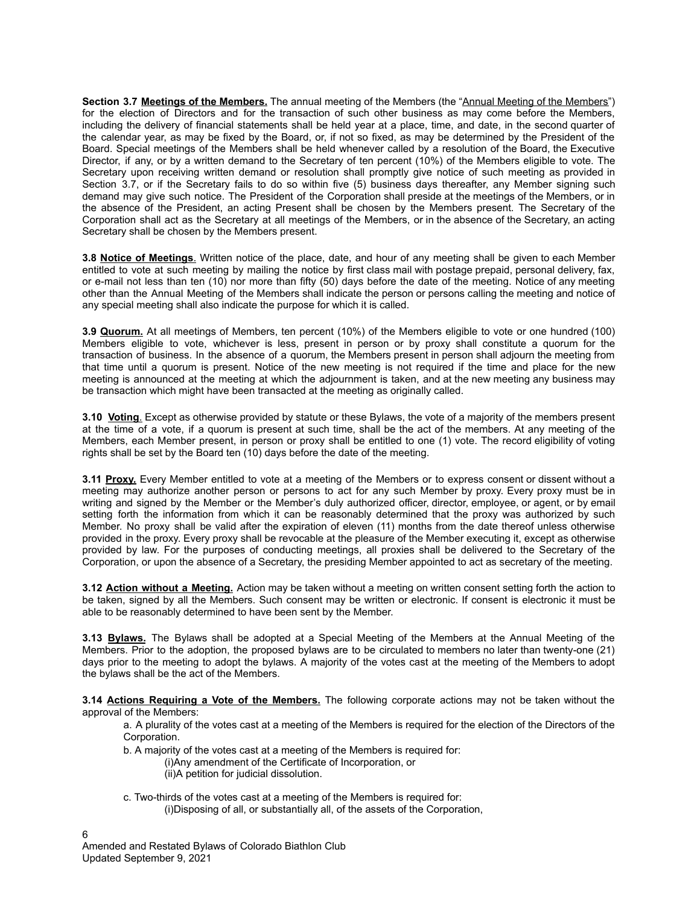**Section 3.7 Meetings of the Members.** The annual meeting of the Members (the "Annual Meeting of the Members") for the election of Directors and for the transaction of such other business as may come before the Members, including the delivery of financial statements shall be held year at a place, time, and date, in the second quarter of the calendar year, as may be fixed by the Board, or, if not so fixed, as may be determined by the President of the Board. Special meetings of the Members shall be held whenever called by a resolution of the Board, the Executive Director, if any, or by a written demand to the Secretary of ten percent (10%) of the Members eligible to vote. The Secretary upon receiving written demand or resolution shall promptly give notice of such meeting as provided in Section 3.7, or if the Secretary fails to do so within five (5) business days thereafter, any Member signing such demand may give such notice. The President of the Corporation shall preside at the meetings of the Members, or in the absence of the President, an acting Present shall be chosen by the Members present. The Secretary of the Corporation shall act as the Secretary at all meetings of the Members, or in the absence of the Secretary, an acting Secretary shall be chosen by the Members present.

**3.8 Notice of Meetings**. Written notice of the place, date, and hour of any meeting shall be given to each Member entitled to vote at such meeting by mailing the notice by first class mail with postage prepaid, personal delivery, fax, or e-mail not less than ten (10) nor more than fifty (50) days before the date of the meeting. Notice of any meeting other than the Annual Meeting of the Members shall indicate the person or persons calling the meeting and notice of any special meeting shall also indicate the purpose for which it is called.

**3.9 Quorum.** At all meetings of Members, ten percent (10%) of the Members eligible to vote or one hundred (100) Members eligible to vote, whichever is less, present in person or by proxy shall constitute a quorum for the transaction of business. In the absence of a quorum, the Members present in person shall adjourn the meeting from that time until a quorum is present. Notice of the new meeting is not required if the time and place for the new meeting is announced at the meeting at which the adjournment is taken, and at the new meeting any business may be transaction which might have been transacted at the meeting as originally called.

**3.10 Voting**. Except as otherwise provided by statute or these Bylaws, the vote of a majority of the members present at the time of a vote, if a quorum is present at such time, shall be the act of the members. At any meeting of the Members, each Member present, in person or proxy shall be entitled to one (1) vote. The record eligibility of voting rights shall be set by the Board ten (10) days before the date of the meeting.

**3.11 Proxy.** Every Member entitled to vote at a meeting of the Members or to express consent or dissent without a meeting may authorize another person or persons to act for any such Member by proxy. Every proxy must be in writing and signed by the Member or the Member's duly authorized officer, director, employee, or agent, or by email setting forth the information from which it can be reasonably determined that the proxy was authorized by such Member. No proxy shall be valid after the expiration of eleven (11) months from the date thereof unless otherwise provided in the proxy. Every proxy shall be revocable at the pleasure of the Member executing it, except as otherwise provided by law. For the purposes of conducting meetings, all proxies shall be delivered to the Secretary of the Corporation, or upon the absence of a Secretary, the presiding Member appointed to act as secretary of the meeting.

**3.12 Action without a Meeting.** Action may be taken without a meeting on written consent setting forth the action to be taken, signed by all the Members. Such consent may be written or electronic. If consent is electronic it must be able to be reasonably determined to have been sent by the Member.

**3.13 Bylaws.** The Bylaws shall be adopted at a Special Meeting of the Members at the Annual Meeting of the Members. Prior to the adoption, the proposed bylaws are to be circulated to members no later than twenty-one (21) days prior to the meeting to adopt the bylaws. A majority of the votes cast at the meeting of the Members to adopt the bylaws shall be the act of the Members.

**3.14 Actions Requiring a Vote of the Members.** The following corporate actions may not be taken without the approval of the Members:

a. A plurality of the votes cast at a meeting of the Members is required for the election of the Directors of the Corporation.

b. A majority of the votes cast at a meeting of the Members is required for:

(i)Any amendment of the Certificate of Incorporation, or

(ii)A petition for judicial dissolution.

c. Two-thirds of the votes cast at a meeting of the Members is required for:

(i)Disposing of all, or substantially all, of the assets of the Corporation,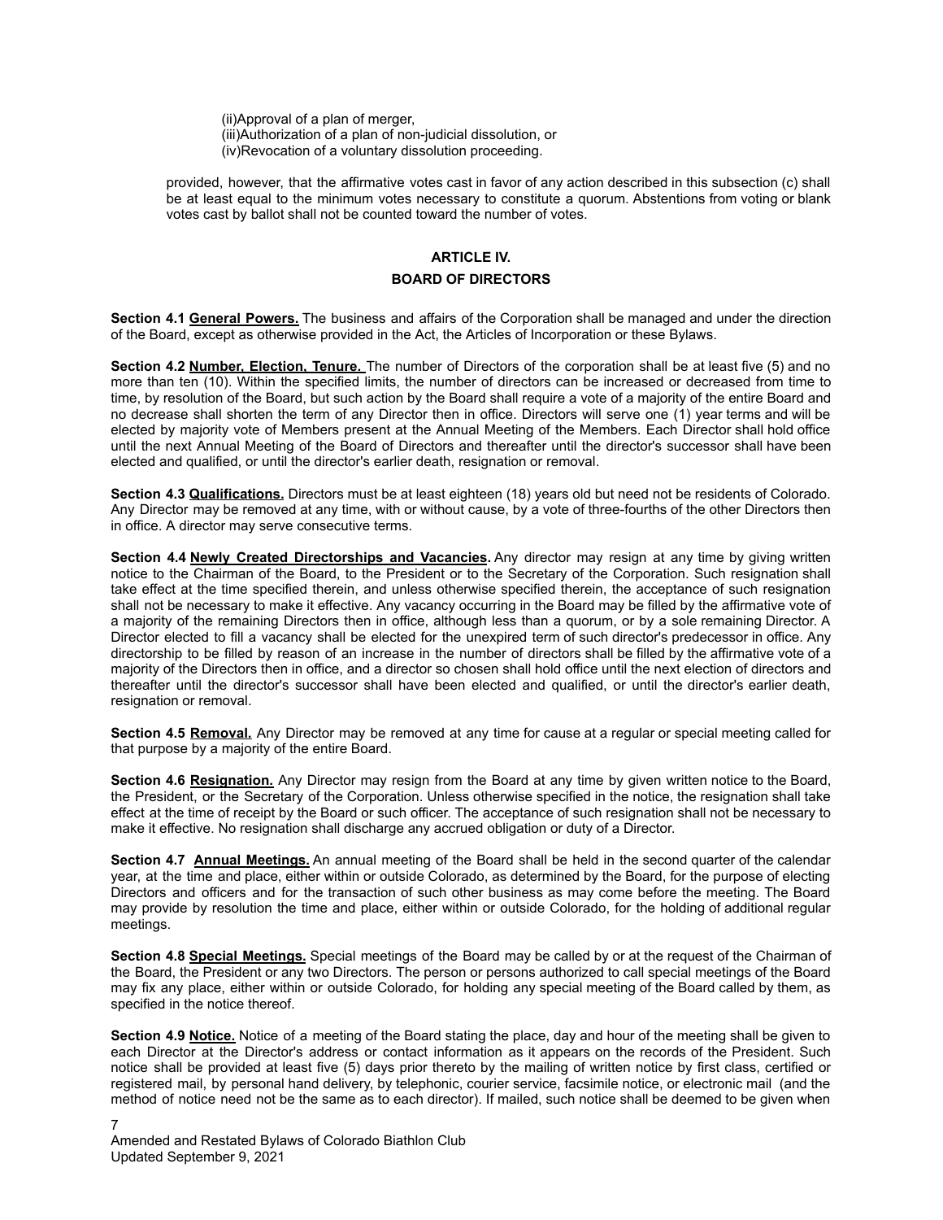(ii)Approval of a plan of merger,
(iii)Authorization of a plan of non-judicial dissolution, or
(iv)Revocation of a voluntary dissolution proceeding.

provided, however, that the affirmative votes cast in favor of any action described in this subsection (c) shall be at least equal to the minimum votes necessary to constitute a quorum. Abstentions from voting or blank votes cast by ballot shall not be counted toward the number of votes.

## ARTICLE IV.

## BOARD OF DIRECTORS

**Section 4.1 General Powers.** The business and affairs of the Corporation shall be managed and under the direction of the Board, except as otherwise provided in the Act, the Articles of Incorporation or these Bylaws.

**Section 4.2 Number, Election, Tenure.** The number of Directors of the corporation shall be at least five (5) and no more than ten (10). Within the specified limits, the number of directors can be increased or decreased from time to time, by resolution of the Board, but such action by the Board shall require a vote of a majority of the entire Board and no decrease shall shorten the term of any Director then in office. Directors will serve one (1) year terms and will be elected by majority vote of Members present at the Annual Meeting of the Members. Each Director shall hold office until the next Annual Meeting of the Board of Directors and thereafter until the director's successor shall have been elected and qualified, or until the director's earlier death, resignation or removal.

**Section 4.3 Qualifications.** Directors must be at least eighteen (18) years old but need not be residents of Colorado. Any Director may be removed at any time, with or without cause, by a vote of three-fourths of the other Directors then in office. A director may serve consecutive terms.

**Section 4.4 Newly Created Directorships and Vacancies.** Any director may resign at any time by giving written notice to the Chairman of the Board, to the President or to the Secretary of the Corporation. Such resignation shall take effect at the time specified therein, and unless otherwise specified therein, the acceptance of such resignation shall not be necessary to make it effective. Any vacancy occurring in the Board may be filled by the affirmative vote of a majority of the remaining Directors then in office, although less than a quorum, or by a sole remaining Director. A Director elected to fill a vacancy shall be elected for the unexpired term of such director's predecessor in office. Any directorship to be filled by reason of an increase in the number of directors shall be filled by the affirmative vote of a majority of the Directors then in office, and a director so chosen shall hold office until the next election of directors and thereafter until the director's successor shall have been elected and qualified, or until the director's earlier death, resignation or removal.

**Section 4.5 Removal.** Any Director may be removed at any time for cause at a regular or special meeting called for that purpose by a majority of the entire Board.

**Section 4.6 Resignation.** Any Director may resign from the Board at any time by given written notice to the Board, the President, or the Secretary of the Corporation. Unless otherwise specified in the notice, the resignation shall take effect at the time of receipt by the Board or such officer. The acceptance of such resignation shall not be necessary to make it effective. No resignation shall discharge any accrued obligation or duty of a Director.

**Section 4.7 Annual Meetings.** An annual meeting of the Board shall be held in the second quarter of the calendar year, at the time and place, either within or outside Colorado, as determined by the Board, for the purpose of electing Directors and officers and for the transaction of such other business as may come before the meeting. The Board may provide by resolution the time and place, either within or outside Colorado, for the holding of additional regular meetings.

**Section 4.8 Special Meetings.** Special meetings of the Board may be called by or at the request of the Chairman of the Board, the President or any two Directors. The person or persons authorized to call special meetings of the Board may fix any place, either within or outside Colorado, for holding any special meeting of the Board called by them, as specified in the notice thereof.

**Section 4.9 Notice.** Notice of a meeting of the Board stating the place, day and hour of the meeting shall be given to each Director at the Director's address or contact information as it appears on the records of the President. Such notice shall be provided at least five (5) days prior thereto by the mailing of written notice by first class, certified or registered mail, by personal hand delivery, by telephonic, courier service, facsimile notice, or electronic mail (and the method of notice need not be the same as to each director). If mailed, such notice shall be deemed to be given when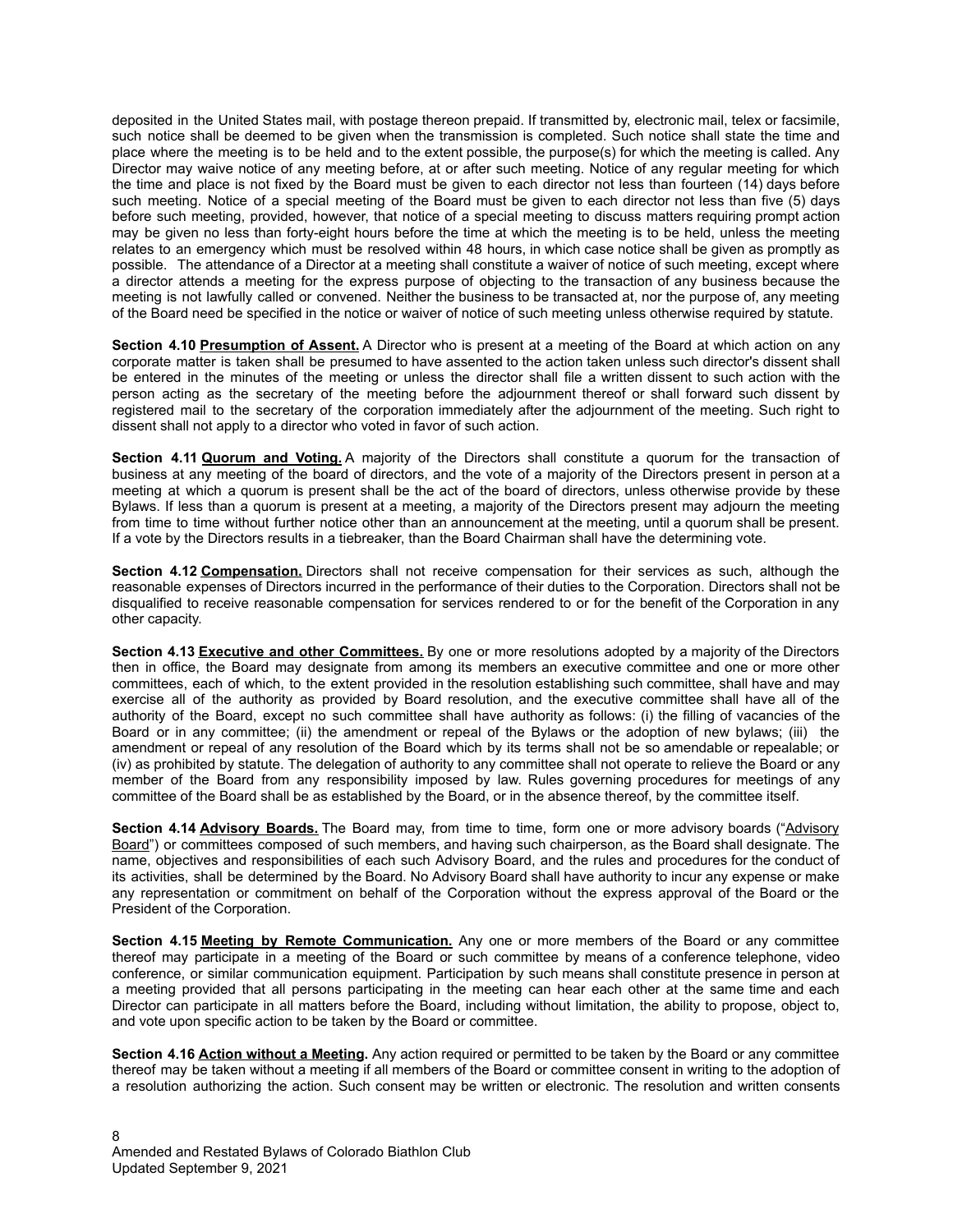deposited in the United States mail, with postage thereon prepaid. If transmitted by, electronic mail, telex or facsimile, such notice shall be deemed to be given when the transmission is completed. Such notice shall state the time and place where the meeting is to be held and to the extent possible, the purpose(s) for which the meeting is called. Any Director may waive notice of any meeting before, at or after such meeting. Notice of any regular meeting for which the time and place is not fixed by the Board must be given to each director not less than fourteen (14) days before such meeting. Notice of a special meeting of the Board must be given to each director not less than five (5) days before such meeting, provided, however, that notice of a special meeting to discuss matters requiring prompt action may be given no less than forty-eight hours before the time at which the meeting is to be held, unless the meeting relates to an emergency which must be resolved within 48 hours, in which case notice shall be given as promptly as possible. The attendance of a Director at a meeting shall constitute a waiver of notice of such meeting, except where a director attends a meeting for the express purpose of objecting to the transaction of any business because the meeting is not lawfully called or convened. Neither the business to be transacted at, nor the purpose of, any meeting of the Board need be specified in the notice or waiver of notice of such meeting unless otherwise required by statute.

**Section 4.10 <u>Presumption of Assent.</u>** A Director who is present at a meeting of the Board at which action on any corporate matter is taken shall be presumed to have assented to the action taken unless such director's dissent shall be entered in the minutes of the meeting or unless the director shall file a written dissent to such action with the person acting as the secretary of the meeting before the adjournment thereof or shall forward such dissent by registered mail to the secretary of the corporation immediately after the adjournment of the meeting. Such right to dissent shall not apply to a director who voted in favor of such action.

**Section 4.11 <u>Quorum and Voting.</u>** A majority of the Directors shall constitute a quorum for the transaction of business at any meeting of the board of directors, and the vote of a majority of the Directors present in person at a meeting at which a quorum is present shall be the act of the board of directors, unless otherwise provide by these Bylaws. If less than a quorum is present at a meeting, a majority of the Directors present may adjourn the meeting from time to time without further notice other than an announcement at the meeting, until a quorum shall be present. If a vote by the Directors results in a tiebreaker, than the Board Chairman shall have the determining vote.

**Section 4.12 <u>Compensation.</u>** Directors shall not receive compensation for their services as such, although the reasonable expenses of Directors incurred in the performance of their duties to the Corporation. Directors shall not be disqualified to receive reasonable compensation for services rendered to or for the benefit of the Corporation in any other capacity.

**Section 4.13 <u>Executive and other Committees.</u>** By one or more resolutions adopted by a majority of the Directors then in office, the Board may designate from among its members an executive committee and one or more other committees, each of which, to the extent provided in the resolution establishing such committee, shall have and may exercise all of the authority as provided by Board resolution, and the executive committee shall have all of the authority of the Board, except no such committee shall have authority as follows: (i) the filling of vacancies of the Board or in any committee; (ii) the amendment or repeal of the Bylaws or the adoption of new bylaws; (iii) the amendment or repeal of any resolution of the Board which by its terms shall not be so amendable or repealable; or (iv) as prohibited by statute. The delegation of authority to any committee shall not operate to relieve the Board or any member of the Board from any responsibility imposed by law. Rules governing procedures for meetings of any committee of the Board shall be as established by the Board, or in the absence thereof, by the committee itself.

**Section 4.14 <u>Advisory Boards.</u>** The Board may, from time to time, form one or more advisory boards ("<u>Advisory Board</u>") or committees composed of such members, and having such chairperson, as the Board shall designate. The name, objectives and responsibilities of each such Advisory Board, and the rules and procedures for the conduct of its activities, shall be determined by the Board. No Advisory Board shall have authority to incur any expense or make any representation or commitment on behalf of the Corporation without the express approval of the Board or the President of the Corporation.

**Section 4.15 <u>Meeting by Remote Communication.</u>** Any one or more members of the Board or any committee thereof may participate in a meeting of the Board or such committee by means of a conference telephone, video conference, or similar communication equipment. Participation by such means shall constitute presence in person at a meeting provided that all persons participating in the meeting can hear each other at the same time and each Director can participate in all matters before the Board, including without limitation, the ability to propose, object to, and vote upon specific action to be taken by the Board or committee.

**Section 4.16 <u>Action without a Meeting</u>.** Any action required or permitted to be taken by the Board or any committee thereof may be taken without a meeting if all members of the Board or committee consent in writing to the adoption of a resolution authorizing the action. Such consent may be written or electronic. The resolution and written consents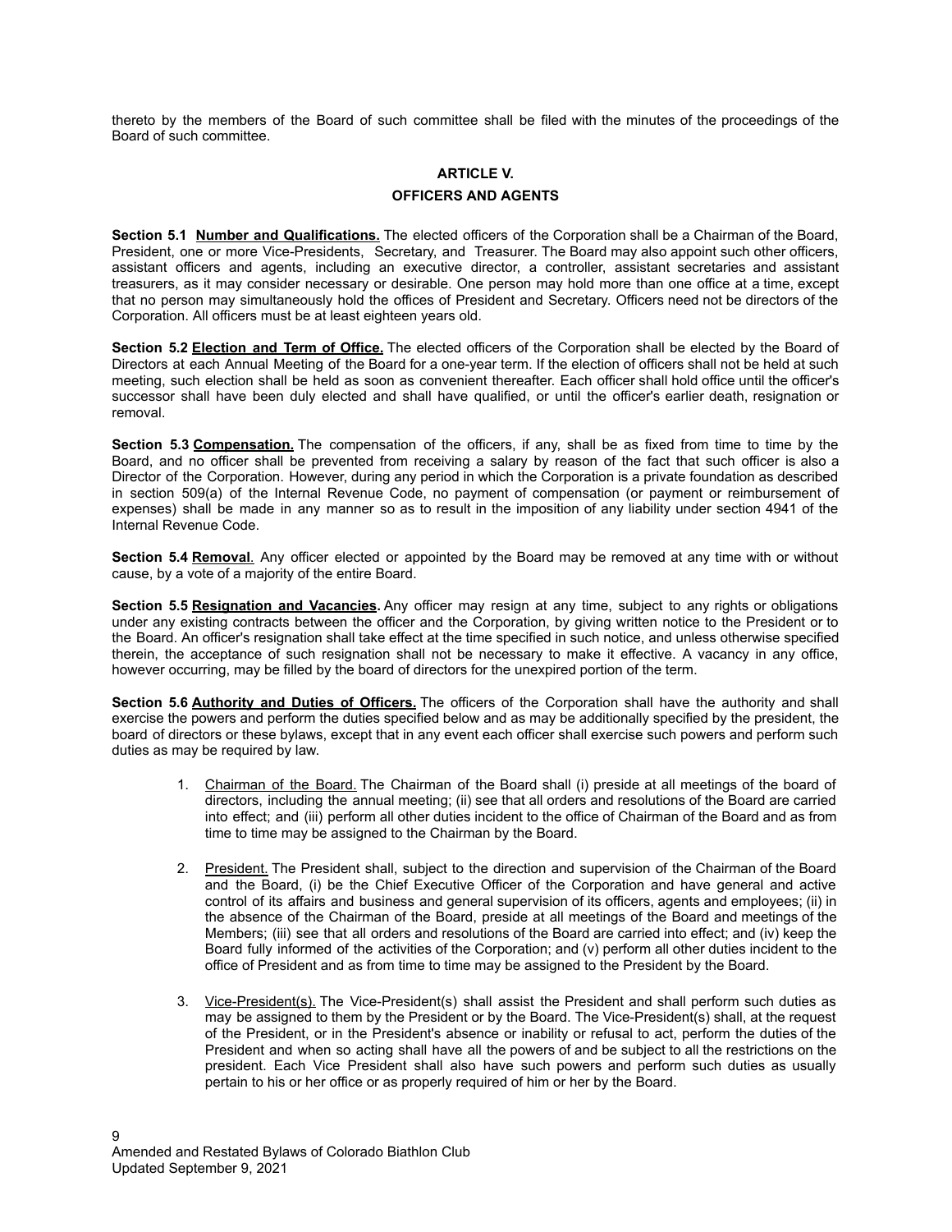thereto by the members of the Board of such committee shall be filed with the minutes of the proceedings of the Board of such committee.

## ARTICLE V.

## OFFICERS AND AGENTS

**Section 5.1 Number and Qualifications.** The elected officers of the Corporation shall be a Chairman of the Board, President, one or more Vice-Presidents, Secretary, and Treasurer. The Board may also appoint such other officers, assistant officers and agents, including an executive director, a controller, assistant secretaries and assistant treasurers, as it may consider necessary or desirable. One person may hold more than one office at a time, except that no person may simultaneously hold the offices of President and Secretary. Officers need not be directors of the Corporation. All officers must be at least eighteen years old.

**Section 5.2 Election and Term of Office.** The elected officers of the Corporation shall be elected by the Board of Directors at each Annual Meeting of the Board for a one-year term. If the election of officers shall not be held at such meeting, such election shall be held as soon as convenient thereafter. Each officer shall hold office until the officer's successor shall have been duly elected and shall have qualified, or until the officer's earlier death, resignation or removal.

**Section 5.3 Compensation.** The compensation of the officers, if any, shall be as fixed from time to time by the Board, and no officer shall be prevented from receiving a salary by reason of the fact that such officer is also a Director of the Corporation. However, during any period in which the Corporation is a private foundation as described in section 509(a) of the Internal Revenue Code, no payment of compensation (or payment or reimbursement of expenses) shall be made in any manner so as to result in the imposition of any liability under section 4941 of the Internal Revenue Code.

**Section 5.4 Removal**. Any officer elected or appointed by the Board may be removed at any time with or without cause, by a vote of a majority of the entire Board.

**Section 5.5 Resignation and Vacancies.** Any officer may resign at any time, subject to any rights or obligations under any existing contracts between the officer and the Corporation, by giving written notice to the President or to the Board. An officer's resignation shall take effect at the time specified in such notice, and unless otherwise specified therein, the acceptance of such resignation shall not be necessary to make it effective. A vacancy in any office, however occurring, may be filled by the board of directors for the unexpired portion of the term.

**Section 5.6 Authority and Duties of Officers.** The officers of the Corporation shall have the authority and shall exercise the powers and perform the duties specified below and as may be additionally specified by the president, the board of directors or these bylaws, except that in any event each officer shall exercise such powers and perform such duties as may be required by law.

1. Chairman of the Board. The Chairman of the Board shall (i) preside at all meetings of the board of directors, including the annual meeting; (ii) see that all orders and resolutions of the Board are carried into effect; and (iii) perform all other duties incident to the office of Chairman of the Board and as from time to time may be assigned to the Chairman by the Board.

2. President. The President shall, subject to the direction and supervision of the Chairman of the Board and the Board, (i) be the Chief Executive Officer of the Corporation and have general and active control of its affairs and business and general supervision of its officers, agents and employees; (ii) in the absence of the Chairman of the Board, preside at all meetings of the Board and meetings of the Members; (iii) see that all orders and resolutions of the Board are carried into effect; and (iv) keep the Board fully informed of the activities of the Corporation; and (v) perform all other duties incident to the office of President and as from time to time may be assigned to the President by the Board.

3. Vice-President(s). The Vice-President(s) shall assist the President and shall perform such duties as may be assigned to them by the President or by the Board. The Vice-President(s) shall, at the request of the President, or in the President's absence or inability or refusal to act, perform the duties of the President and when so acting shall have all the powers of and be subject to all the restrictions on the president. Each Vice President shall also have such powers and perform such duties as usually pertain to his or her office or as properly required of him or her by the Board.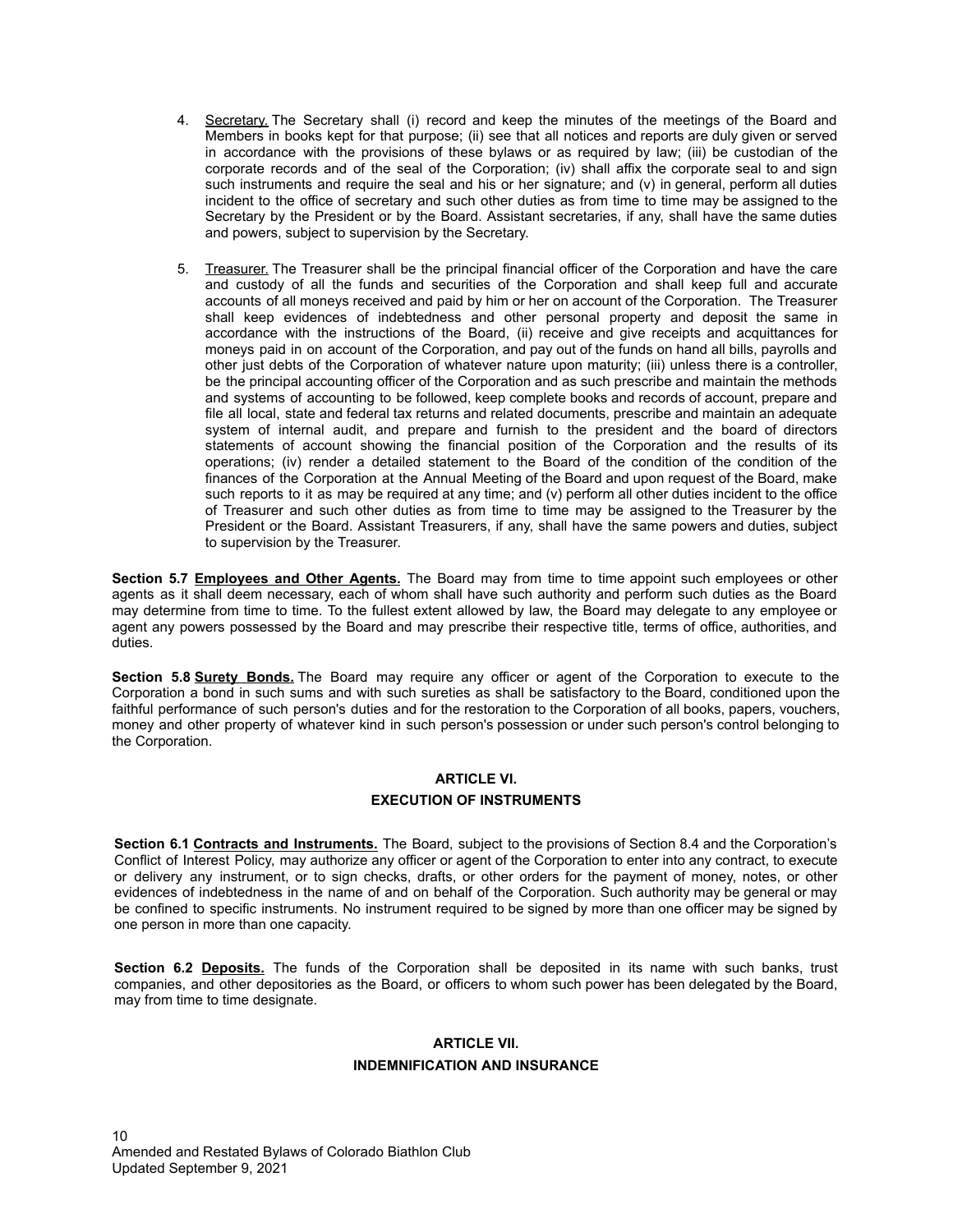4. <u>Secretary.</u> The Secretary shall (i) record and keep the minutes of the meetings of the Board and Members in books kept for that purpose; (ii) see that all notices and reports are duly given or served in accordance with the provisions of these bylaws or as required by law; (iii) be custodian of the corporate records and of the seal of the Corporation; (iv) shall affix the corporate seal to and sign such instruments and require the seal and his or her signature; and (v) in general, perform all duties incident to the office of secretary and such other duties as from time to time may be assigned to the Secretary by the President or by the Board. Assistant secretaries, if any, shall have the same duties and powers, subject to supervision by the Secretary.

5. <u>Treasurer.</u> The Treasurer shall be the principal financial officer of the Corporation and have the care and custody of all the funds and securities of the Corporation and shall keep full and accurate accounts of all moneys received and paid by him or her on account of the Corporation. The Treasurer shall keep evidences of indebtedness and other personal property and deposit the same in accordance with the instructions of the Board, (ii) receive and give receipts and acquittances for moneys paid in on account of the Corporation, and pay out of the funds on hand all bills, payrolls and other just debts of the Corporation of whatever nature upon maturity; (iii) unless there is a controller, be the principal accounting officer of the Corporation and as such prescribe and maintain the methods and systems of accounting to be followed, keep complete books and records of account, prepare and file all local, state and federal tax returns and related documents, prescribe and maintain an adequate system of internal audit, and prepare and furnish to the president and the board of directors statements of account showing the financial position of the Corporation and the results of its operations; (iv) render a detailed statement to the Board of the condition of the condition of the finances of the Corporation at the Annual Meeting of the Board and upon request of the Board, make such reports to it as may be required at any time; and (v) perform all other duties incident to the office of Treasurer and such other duties as from time to time may be assigned to the Treasurer by the President or the Board. Assistant Treasurers, if any, shall have the same powers and duties, subject to supervision by the Treasurer.

**Section 5.7 <u>Employees and Other Agents.</u>** The Board may from time to time appoint such employees or other agents as it shall deem necessary, each of whom shall have such authority and perform such duties as the Board may determine from time to time. To the fullest extent allowed by law, the Board may delegate to any employee or agent any powers possessed by the Board and may prescribe their respective title, terms of office, authorities, and duties.

**Section 5.8 <u>Surety Bonds.</u>** The Board may require any officer or agent of the Corporation to execute to the Corporation a bond in such sums and with such sureties as shall be satisfactory to the Board, conditioned upon the faithful performance of such person's duties and for the restoration to the Corporation of all books, papers, vouchers, money and other property of whatever kind in such person's possession or under such person's control belonging to the Corporation.

## ARTICLE VI.
## EXECUTION OF INSTRUMENTS

**Section 6.1 <u>Contracts and Instruments.</u>** The Board, subject to the provisions of Section 8.4 and the Corporation's Conflict of Interest Policy, may authorize any officer or agent of the Corporation to enter into any contract, to execute or delivery any instrument, or to sign checks, drafts, or other orders for the payment of money, notes, or other evidences of indebtedness in the name of and on behalf of the Corporation. Such authority may be general or may be confined to specific instruments. No instrument required to be signed by more than one officer may be signed by one person in more than one capacity.

**Section 6.2 <u>Deposits.</u>** The funds of the Corporation shall be deposited in its name with such banks, trust companies, and other depositories as the Board, or officers to whom such power has been delegated by the Board, may from time to time designate.

## ARTICLE VII.
## INDEMNIFICATION AND INSURANCE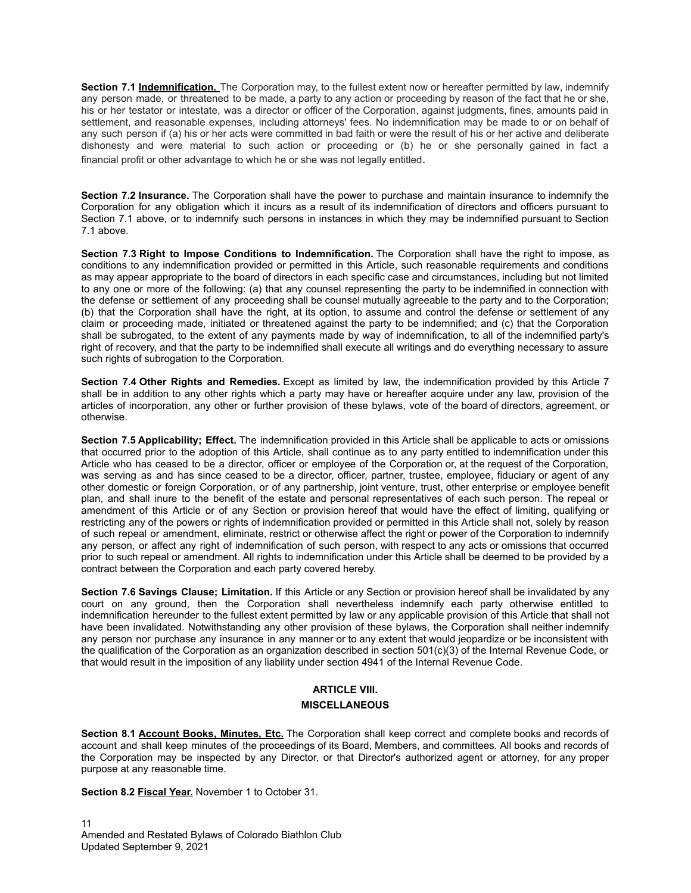**Section 7.1 Indemnification.** The Corporation may, to the fullest extent now or hereafter permitted by law, indemnify any person made, or threatened to be made, a party to any action or proceeding by reason of the fact that he or she, his or her testator or intestate, was a director or officer of the Corporation, against judgments, fines, amounts paid in settlement, and reasonable expenses, including attorneys' fees. No indemnification may be made to or on behalf of any such person if (a) his or her acts were committed in bad faith or were the result of his or her active and deliberate dishonesty and were material to such action or proceeding or (b) he or she personally gained in fact a financial profit or other advantage to which he or she was not legally entitled.

**Section 7.2 Insurance.** The Corporation shall have the power to purchase and maintain insurance to indemnify the Corporation for any obligation which it incurs as a result of its indemnification of directors and officers pursuant to Section 7.1 above, or to indemnify such persons in instances in which they may be indemnified pursuant to Section 7.1 above.

**Section 7.3 Right to Impose Conditions to Indemnification.** The Corporation shall have the right to impose, as conditions to any indemnification provided or permitted in this Article, such reasonable requirements and conditions as may appear appropriate to the board of directors in each specific case and circumstances, including but not limited to any one or more of the following: (a) that any counsel representing the party to be indemnified in connection with the defense or settlement of any proceeding shall be counsel mutually agreeable to the party and to the Corporation; (b) that the Corporation shall have the right, at its option, to assume and control the defense or settlement of any claim or proceeding made, initiated or threatened against the party to be indemnified; and (c) that the Corporation shall be subrogated, to the extent of any payments made by way of indemnification, to all of the indemnified party's right of recovery, and that the party to be indemnified shall execute all writings and do everything necessary to assure such rights of subrogation to the Corporation.

**Section 7.4 Other Rights and Remedies.** Except as limited by law, the indemnification provided by this Article 7 shall be in addition to any other rights which a party may have or hereafter acquire under any law, provision of the articles of incorporation, any other or further provision of these bylaws, vote of the board of directors, agreement, or otherwise.

**Section 7.5 Applicability; Effect.** The indemnification provided in this Article shall be applicable to acts or omissions that occurred prior to the adoption of this Article, shall continue as to any party entitled to indemnification under this Article who has ceased to be a director, officer or employee of the Corporation or, at the request of the Corporation, was serving as and has since ceased to be a director, officer, partner, trustee, employee, fiduciary or agent of any other domestic or foreign Corporation, or of any partnership, joint venture, trust, other enterprise or employee benefit plan, and shall inure to the benefit of the estate and personal representatives of each such person. The repeal or amendment of this Article or of any Section or provision hereof that would have the effect of limiting, qualifying or restricting any of the powers or rights of indemnification provided or permitted in this Article shall not, solely by reason of such repeal or amendment, eliminate, restrict or otherwise affect the right or power of the Corporation to indemnify any person, or affect any right of indemnification of such person, with respect to any acts or omissions that occurred prior to such repeal or amendment. All rights to indemnification under this Article shall be deemed to be provided by a contract between the Corporation and each party covered hereby.

**Section 7.6 Savings Clause; Limitation.** If this Article or any Section or provision hereof shall be invalidated by any court on any ground, then the Corporation shall nevertheless indemnify each party otherwise entitled to indemnification hereunder to the fullest extent permitted by law or any applicable provision of this Article that shall not have been invalidated. Notwithstanding any other provision of these bylaws, the Corporation shall neither indemnify any person nor purchase any insurance in any manner or to any extent that would jeopardize or be inconsistent with the qualification of the Corporation as an organization described in section 501(c)(3) of the Internal Revenue Code, or that would result in the imposition of any liability under section 4941 of the Internal Revenue Code.

## ARTICLE VIII.
## MISCELLANEOUS

**Section 8.1 Account Books, Minutes, Etc.** The Corporation shall keep correct and complete books and records of account and shall keep minutes of the proceedings of its Board, Members, and committees. All books and records of the Corporation may be inspected by any Director, or that Director's authorized agent or attorney, for any proper purpose at any reasonable time.

**Section 8.2 Fiscal Year.** November 1 to October 31.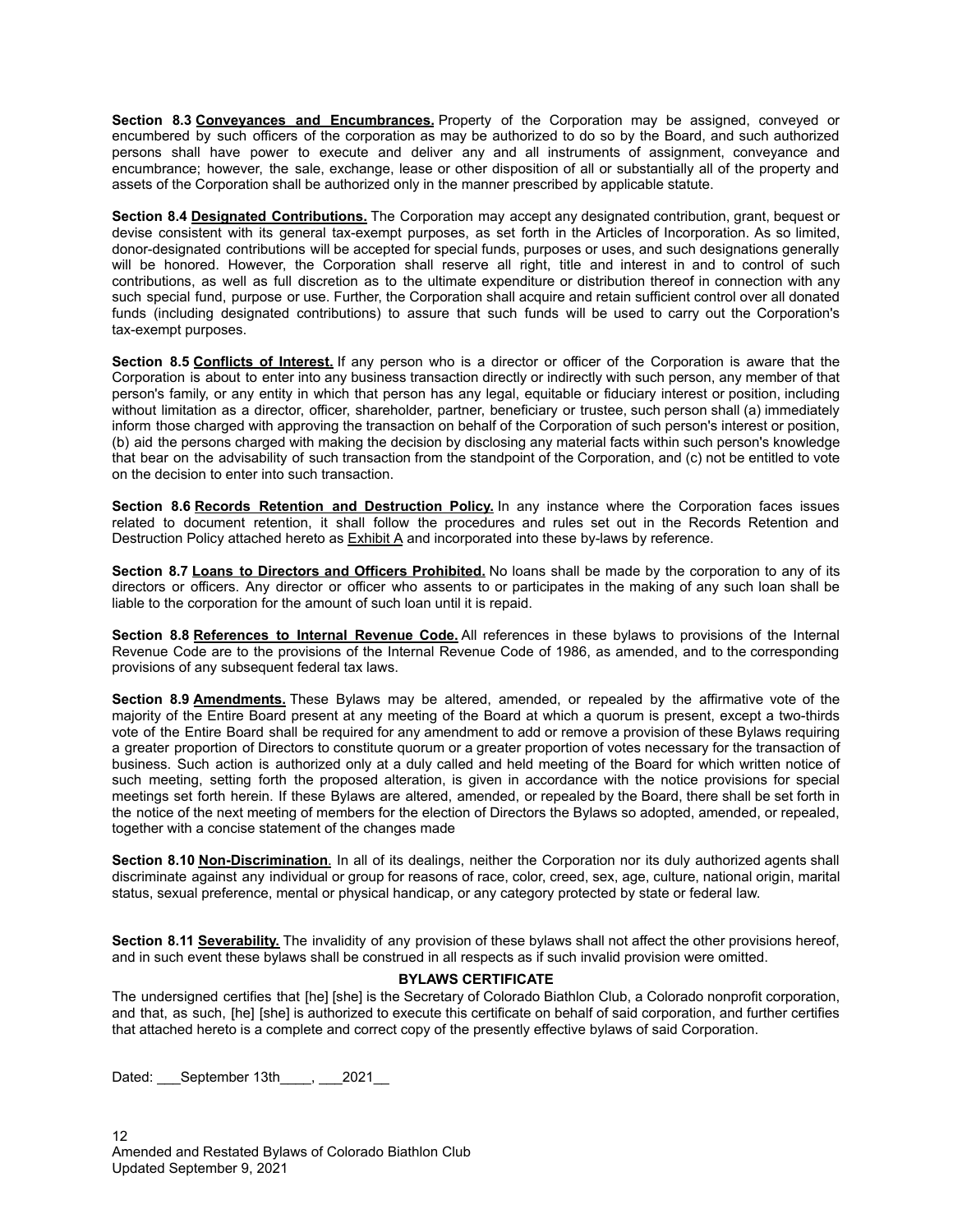**Section 8.3 Conveyances and Encumbrances.** Property of the Corporation may be assigned, conveyed or encumbered by such officers of the corporation as may be authorized to do so by the Board, and such authorized persons shall have power to execute and deliver any and all instruments of assignment, conveyance and encumbrance; however, the sale, exchange, lease or other disposition of all or substantially all of the property and assets of the Corporation shall be authorized only in the manner prescribed by applicable statute.

**Section 8.4 Designated Contributions.** The Corporation may accept any designated contribution, grant, bequest or devise consistent with its general tax-exempt purposes, as set forth in the Articles of Incorporation. As so limited, donor-designated contributions will be accepted for special funds, purposes or uses, and such designations generally will be honored. However, the Corporation shall reserve all right, title and interest in and to control of such contributions, as well as full discretion as to the ultimate expenditure or distribution thereof in connection with any such special fund, purpose or use. Further, the Corporation shall acquire and retain sufficient control over all donated funds (including designated contributions) to assure that such funds will be used to carry out the Corporation's tax-exempt purposes.

**Section 8.5 Conflicts of Interest.** If any person who is a director or officer of the Corporation is aware that the Corporation is about to enter into any business transaction directly or indirectly with such person, any member of that person's family, or any entity in which that person has any legal, equitable or fiduciary interest or position, including without limitation as a director, officer, shareholder, partner, beneficiary or trustee, such person shall (a) immediately inform those charged with approving the transaction on behalf of the Corporation of such person's interest or position, (b) aid the persons charged with making the decision by disclosing any material facts within such person's knowledge that bear on the advisability of such transaction from the standpoint of the Corporation, and (c) not be entitled to vote on the decision to enter into such transaction.

**Section 8.6 Records Retention and Destruction Policy.** In any instance where the Corporation faces issues related to document retention, it shall follow the procedures and rules set out in the Records Retention and Destruction Policy attached hereto as Exhibit A and incorporated into these by-laws by reference.

**Section 8.7 Loans to Directors and Officers Prohibited.** No loans shall be made by the corporation to any of its directors or officers. Any director or officer who assents to or participates in the making of any such loan shall be liable to the corporation for the amount of such loan until it is repaid.

**Section 8.8 References to Internal Revenue Code.** All references in these bylaws to provisions of the Internal Revenue Code are to the provisions of the Internal Revenue Code of 1986, as amended, and to the corresponding provisions of any subsequent federal tax laws.

**Section 8.9 Amendments.** These Bylaws may be altered, amended, or repealed by the affirmative vote of the majority of the Entire Board present at any meeting of the Board at which a quorum is present, except a two-thirds vote of the Entire Board shall be required for any amendment to add or remove a provision of these Bylaws requiring a greater proportion of Directors to constitute quorum or a greater proportion of votes necessary for the transaction of business. Such action is authorized only at a duly called and held meeting of the Board for which written notice of such meeting, setting forth the proposed alteration, is given in accordance with the notice provisions for special meetings set forth herein. If these Bylaws are altered, amended, or repealed by the Board, there shall be set forth in the notice of the next meeting of members for the election of Directors the Bylaws so adopted, amended, or repealed, together with a concise statement of the changes made

**Section 8.10 Non-Discrimination**. In all of its dealings, neither the Corporation nor its duly authorized agents shall discriminate against any individual or group for reasons of race, color, creed, sex, age, culture, national origin, marital status, sexual preference, mental or physical handicap, or any category protected by state or federal law.

**Section 8.11 Severability.** The invalidity of any provision of these bylaws shall not affect the other provisions hereof, and in such event these bylaws shall be construed in all respects as if such invalid provision were omitted.

**BYLAWS CERTIFICATE**

The undersigned certifies that [he] [she] is the Secretary of Colorado Biathlon Club, a Colorado nonprofit corporation, and that, as such, [he] [she] is authorized to execute this certificate on behalf of said corporation, and further certifies that attached hereto is a complete and correct copy of the presently effective bylaws of said Corporation.

Dated: ___September 13th____, ___2021__

Amended and Restated Bylaws of Colorado Biathlon Club
Updated September 9, 2021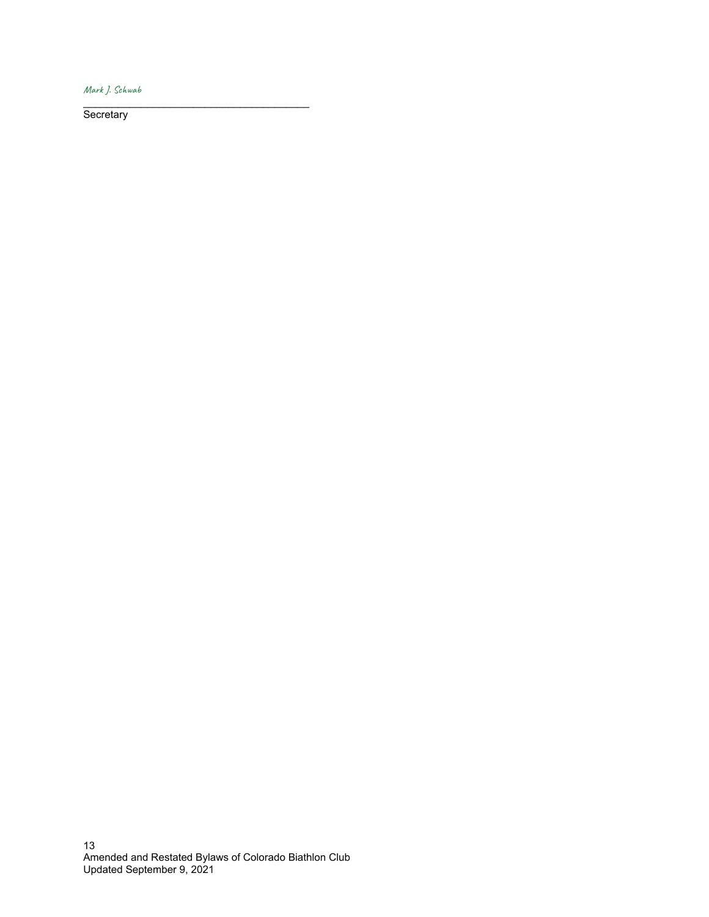Mark J. Schwab

\_\_\_\_\_\_\_\_\_\_\_\_\_\_\_\_\_\_\_\_\_\_\_\_\_\_\_\_\_\_\_\_\_\_\_\_\_\_\_\_

Secretary